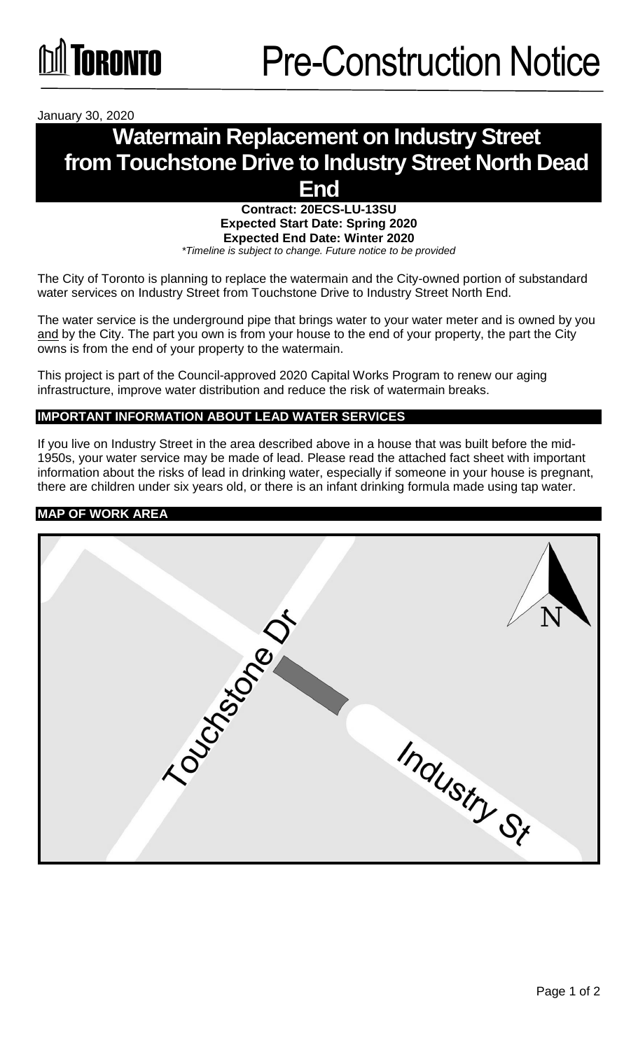Toronto

# Pre-Construction Notice

January 30, 2020

# Watermain Replacement on Industry Street from Touchstone Drive to Industry Street North Dead End

**Contract: 20ECS-LU-13SU**
**Expected Start Date: Spring 2020**
**Expected End Date: Winter 2020**
*\*Timeline is subject to change. Future notice to be provided*

The City of Toronto is planning to replace the watermain and the City-owned portion of substandard water services on Industry Street from Touchstone Drive to Industry Street North End.

The water service is the underground pipe that brings water to your water meter and is owned by you and by the City. The part you own is from your house to the end of your property, the part the City owns is from the end of your property to the watermain.

This project is part of the Council-approved 2020 Capital Works Program to renew our aging infrastructure, improve water distribution and reduce the risk of watermain breaks.

## IMPORTANT INFORMATION ABOUT LEAD WATER SERVICES

If you live on Industry Street in the area described above in a house that was built before the mid-1950s, your water service may be made of lead. Please read the attached fact sheet with important information about the risks of lead in drinking water, especially if someone in your house is pregnant, there are children under six years old, or there is an infant drinking formula made using tap water.

## MAP OF WORK AREA

Touchstone Dr

Industry St

N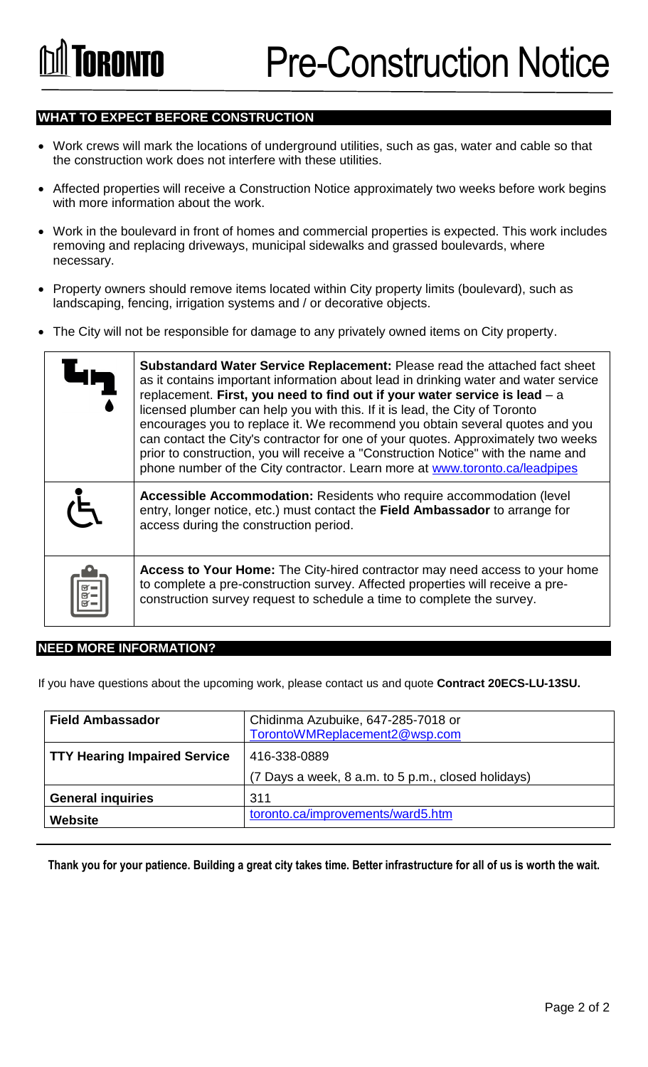# Pre-Construction Notice

## WHAT TO EXPECT BEFORE CONSTRUCTION

- Work crews will mark the locations of underground utilities, such as gas, water and cable so that the construction work does not interfere with these utilities.
- Affected properties will receive a Construction Notice approximately two weeks before work begins with more information about the work.
- Work in the boulevard in front of homes and commercial properties is expected. This work includes removing and replacing driveways, municipal sidewalks and grassed boulevards, where necessary.
- Property owners should remove items located within City property limits (boulevard), such as landscaping, fencing, irrigation systems and / or decorative objects.
- The City will not be responsible for damage to any privately owned items on City property.

| | |
|---|---|
| | **Substandard Water Service Replacement:** Please read the attached fact sheet as it contains important information about lead in drinking water and water service replacement. **First, you need to find out if your water service is lead** – a licensed plumber can help you with this. If it is lead, the City of Toronto encourages you to replace it. We recommend you obtain several quotes and you can contact the City's contractor for one of your quotes. Approximately two weeks prior to construction, you will receive a "Construction Notice" with the name and phone number of the City contractor. Learn more at www.toronto.ca/leadpipes |
| | **Accessible Accommodation:** Residents who require accommodation (level entry, longer notice, etc.) must contact the **Field Ambassador** to arrange for access during the construction period. |
| | **Access to Your Home:** The City-hired contractor may need access to your home to complete a pre-construction survey. Affected properties will receive a pre-construction survey request to schedule a time to complete the survey. |

## NEED MORE INFORMATION?

If you have questions about the upcoming work, please contact us and quote **Contract 20ECS-LU-13SU.**

| | |
|---|---|
| **Field Ambassador** | Chidinma Azubuike, 647-285-7018 or TorontoWMReplacement2@wsp.com |
| **TTY Hearing Impaired Service** | 416-338-0889 (7 Days a week, 8 a.m. to 5 p.m., closed holidays) |
| **General inquiries** | 311 |
| **Website** | toronto.ca/improvements/ward5.htm |

**Thank you for your patience. Building a great city takes time. Better infrastructure for all of us is worth the wait.**